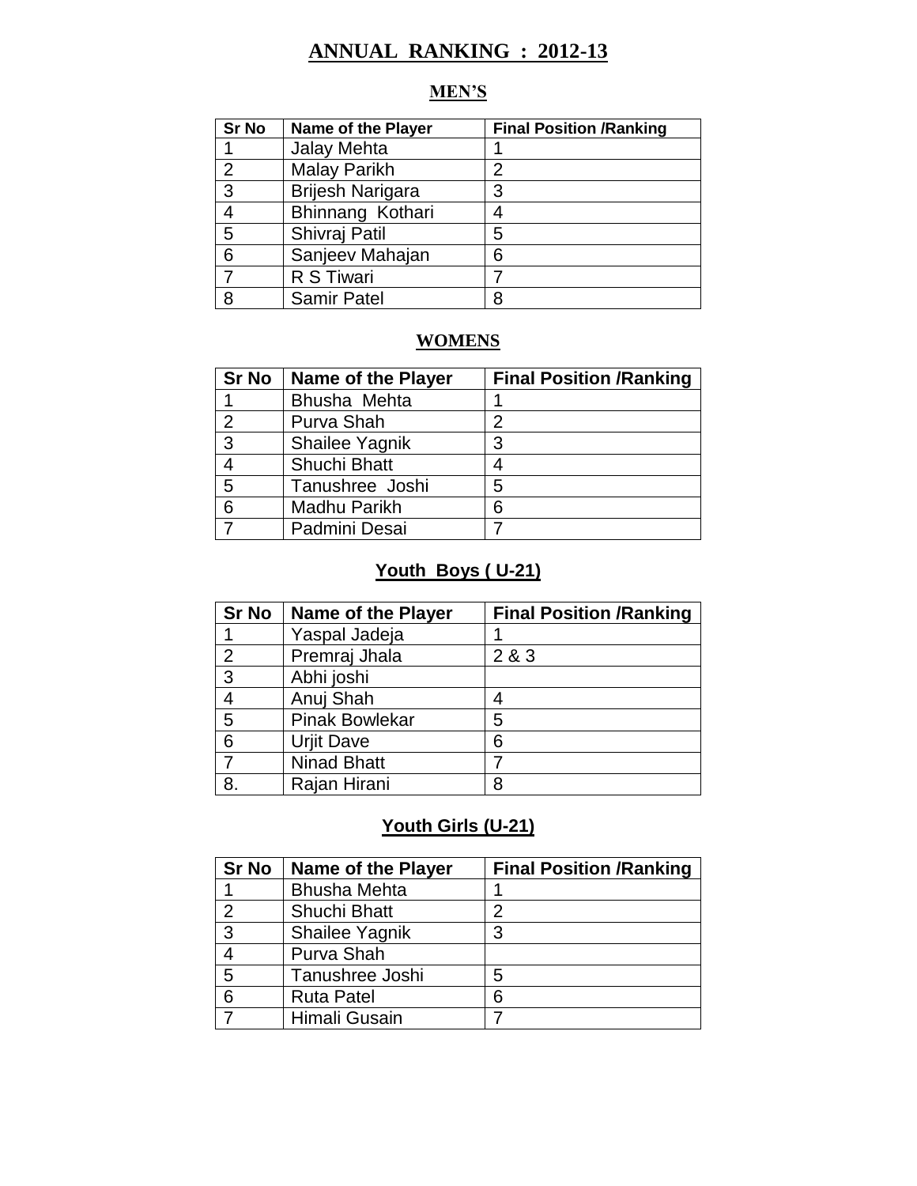# ANNUAL RANKING : 2012-13

## MEN'S

| Sr No | Name of the Player | Final Position /Ranking |
|---|---|---|
| 1 | Jalay Mehta | 1 |
| 2 | Malay Parikh | 2 |
| 3 | Brijesh Narigara | 3 |
| 4 | Bhinnang Kothari | 4 |
| 5 | Shivraj Patil | 5 |
| 6 | Sanjeev Mahajan | 6 |
| 7 | R S Tiwari | 7 |
| 8 | Samir Patel | 8 |

## WOMENS

| Sr No | Name of the Player | Final Position /Ranking |
|---|---|---|
| 1 | Bhusha Mehta | 1 |
| 2 | Purva Shah | 2 |
| 3 | Shailee Yagnik | 3 |
| 4 | Shuchi Bhatt | 4 |
| 5 | Tanushree Joshi | 5 |
| 6 | Madhu Parikh | 6 |
| 7 | Padmini Desai | 7 |

## Youth Boys ( U-21)

| Sr No | Name of the Player | Final Position /Ranking |
|---|---|---|
| 1 | Yaspal Jadeja | 1 |
| 2 | Premraj Jhala | 2 & 3 |
| 3 | Abhi joshi | |
| 4 | Anuj Shah | 4 |
| 5 | Pinak Bowlekar | 5 |
| 6 | Urjit Dave | 6 |
| 7 | Ninad Bhatt | 7 |
| 8. | Rajan Hirani | 8 |

## Youth Girls (U-21)

| Sr No | Name of the Player | Final Position /Ranking |
|---|---|---|
| 1 | Bhusha Mehta | 1 |
| 2 | Shuchi Bhatt | 2 |
| 3 | Shailee Yagnik | 3 |
| 4 | Purva Shah | |
| 5 | Tanushree Joshi | 5 |
| 6 | Ruta Patel | 6 |
| 7 | Himali Gusain | 7 |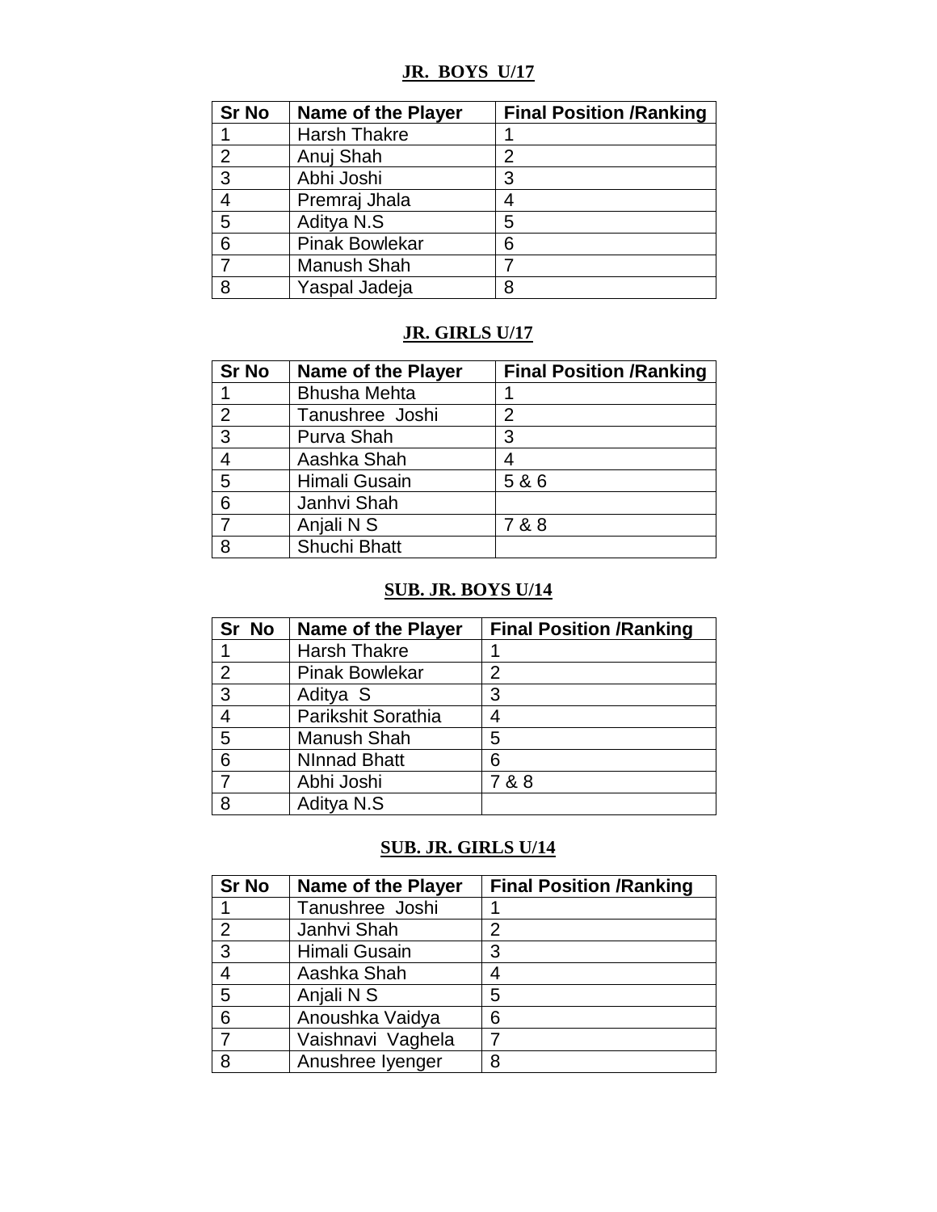**JR. BOYS U/17**

| Sr No | Name of the Player | Final Position /Ranking |
|---|---|---|
| 1 | Harsh Thakre | 1 |
| 2 | Anuj Shah | 2 |
| 3 | Abhi Joshi | 3 |
| 4 | Premraj Jhala | 4 |
| 5 | Aditya N.S | 5 |
| 6 | Pinak Bowlekar | 6 |
| 7 | Manush Shah | 7 |
| 8 | Yaspal Jadeja | 8 |

**JR. GIRLS U/17**

| Sr No | Name of the Player | Final Position /Ranking |
|---|---|---|
| 1 | Bhusha Mehta | 1 |
| 2 | Tanushree Joshi | 2 |
| 3 | Purva Shah | 3 |
| 4 | Aashka Shah | 4 |
| 5 | Himali Gusain | 5 & 6 |
| 6 | Janhvi Shah | |
| 7 | Anjali N S | 7 & 8 |
| 8 | Shuchi Bhatt | |

**SUB. JR. BOYS U/14**

| Sr No | Name of the Player | Final Position /Ranking |
|---|---|---|
| 1 | Harsh Thakre | 1 |
| 2 | Pinak Bowlekar | 2 |
| 3 | Aditya S | 3 |
| 4 | Parikshit Sorathia | 4 |
| 5 | Manush Shah | 5 |
| 6 | NInnad Bhatt | 6 |
| 7 | Abhi Joshi | 7 & 8 |
| 8 | Aditya N.S | |

**SUB. JR. GIRLS U/14**

| Sr No | Name of the Player | Final Position /Ranking |
|---|---|---|
| 1 | Tanushree Joshi | 1 |
| 2 | Janhvi Shah | 2 |
| 3 | Himali Gusain | 3 |
| 4 | Aashka Shah | 4 |
| 5 | Anjali N S | 5 |
| 6 | Anoushka Vaidya | 6 |
| 7 | Vaishnavi Vaghela | 7 |
| 8 | Anushree Iyenger | 8 |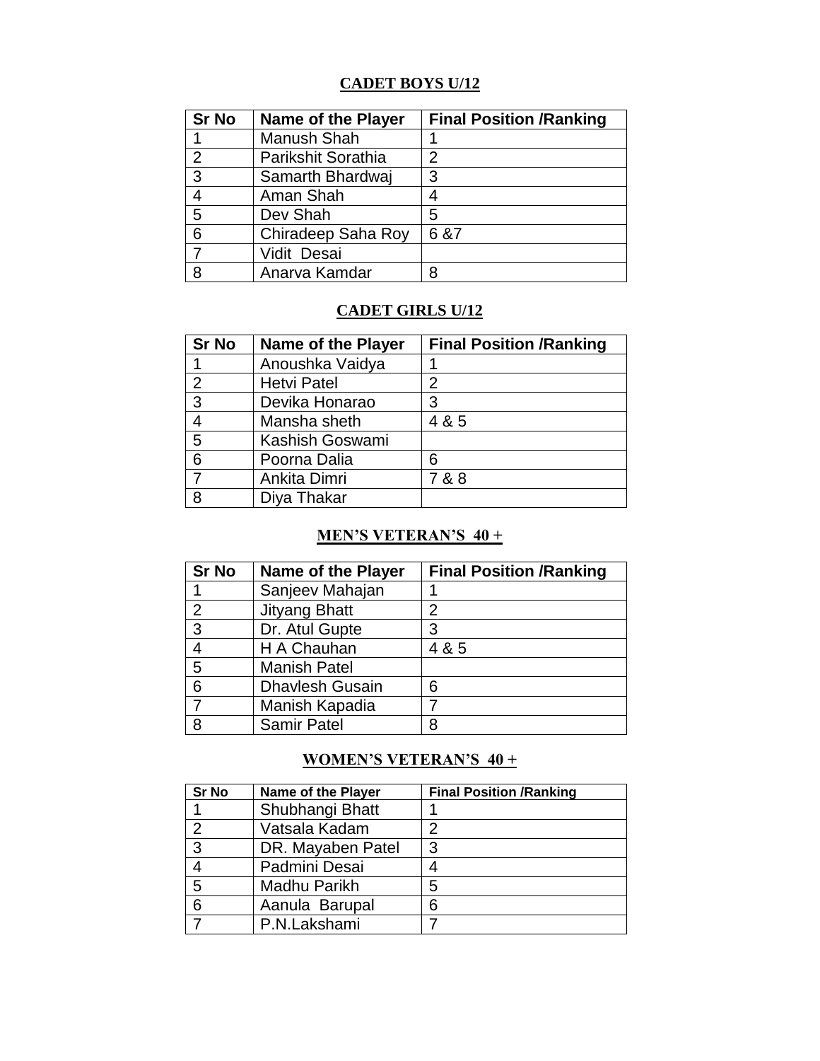## CADET BOYS U/12

| Sr No | Name of the Player | Final Position /Ranking |
|---|---|---|
| 1 | Manush Shah | 1 |
| 2 | Parikshit Sorathia | 2 |
| 3 | Samarth Bhardwaj | 3 |
| 4 | Aman Shah | 4 |
| 5 | Dev Shah | 5 |
| 6 | Chiradeep Saha Roy | 6 &7 |
| 7 | Vidit Desai | |
| 8 | Anarva Kamdar | 8 |

## CADET GIRLS U/12

| Sr No | Name of the Player | Final Position /Ranking |
|---|---|---|
| 1 | Anoushka Vaidya | 1 |
| 2 | Hetvi Patel | 2 |
| 3 | Devika Honarao | 3 |
| 4 | Mansha sheth | 4 & 5 |
| 5 | Kashish Goswami | |
| 6 | Poorna Dalia | 6 |
| 7 | Ankita Dimri | 7 & 8 |
| 8 | Diya Thakar | |

## MEN'S VETERAN'S 40 +

| Sr No | Name of the Player | Final Position /Ranking |
|---|---|---|
| 1 | Sanjeev Mahajan | 1 |
| 2 | Jityang Bhatt | 2 |
| 3 | Dr. Atul Gupte | 3 |
| 4 | H A Chauhan | 4 & 5 |
| 5 | Manish Patel | |
| 6 | Dhavlesh Gusain | 6 |
| 7 | Manish Kapadia | 7 |
| 8 | Samir Patel | 8 |

## WOMEN'S VETERAN'S 40 +

| Sr No | Name of the Player | Final Position /Ranking |
|---|---|---|
| 1 | Shubhangi Bhatt | 1 |
| 2 | Vatsala Kadam | 2 |
| 3 | DR. Mayaben Patel | 3 |
| 4 | Padmini Desai | 4 |
| 5 | Madhu Parikh | 5 |
| 6 | Aanula Barupal | 6 |
| 7 | P.N.Lakshami | 7 |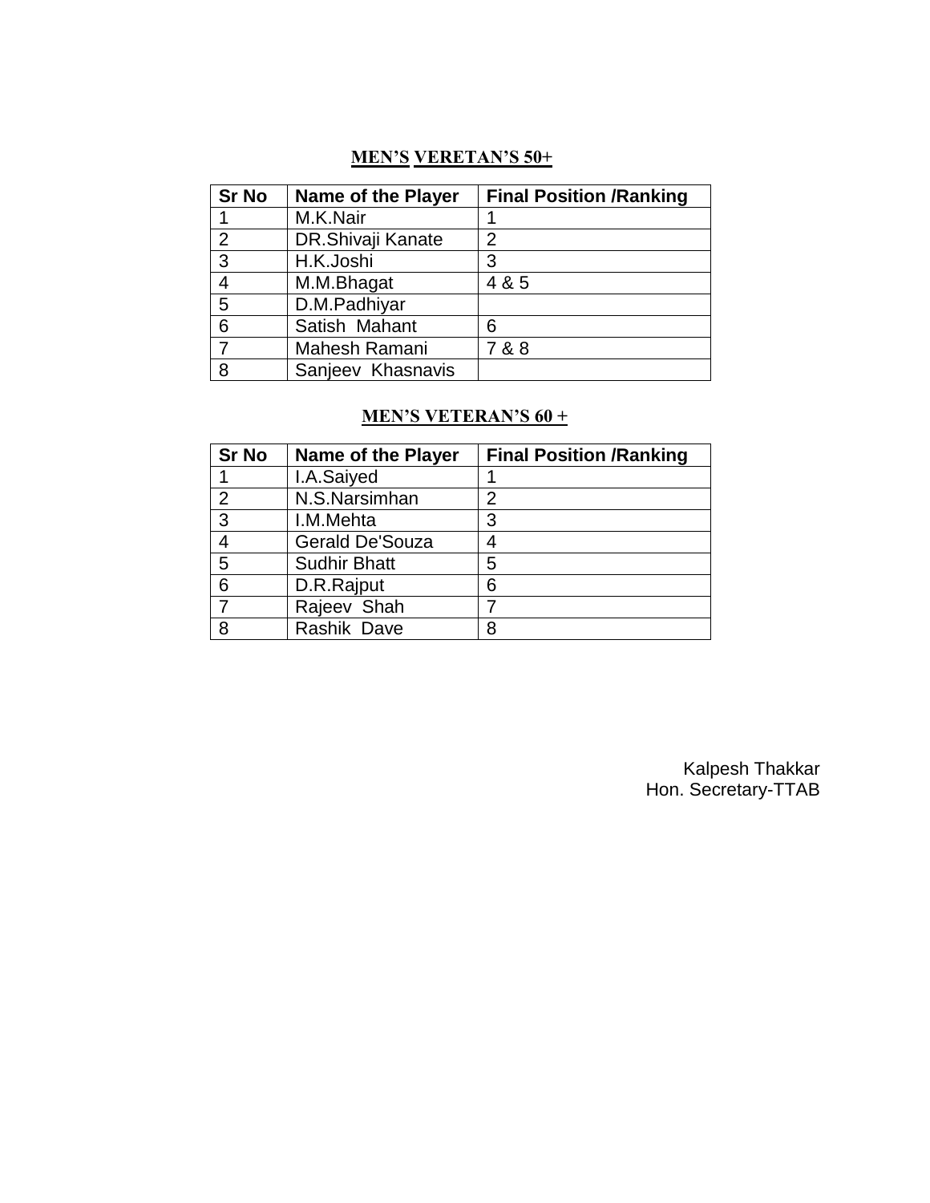## **MEN'S VERETAN'S 50+**

| Sr No | Name of the Player | Final Position /Ranking |
|---|---|---|
| 1 | M.K.Nair | 1 |
| 2 | DR.Shivaji Kanate | 2 |
| 3 | H.K.Joshi | 3 |
| 4 | M.M.Bhagat | 4 & 5 |
| 5 | D.M.Padhiyar | |
| 6 | Satish Mahant | 6 |
| 7 | Mahesh Ramani | 7 & 8 |
| 8 | Sanjeev Khasnavis | |

## **MEN'S VETERAN'S 60 +**

| Sr No | Name of the Player | Final Position /Ranking |
|---|---|---|
| 1 | I.A.Saiyed | 1 |
| 2 | N.S.Narsimhan | 2 |
| 3 | I.M.Mehta | 3 |
| 4 | Gerald De'Souza | 4 |
| 5 | Sudhir Bhatt | 5 |
| 6 | D.R.Rajput | 6 |
| 7 | Rajeev Shah | 7 |
| 8 | Rashik Dave | 8 |

Kalpesh Thakkar
Hon. Secretary-TTAB